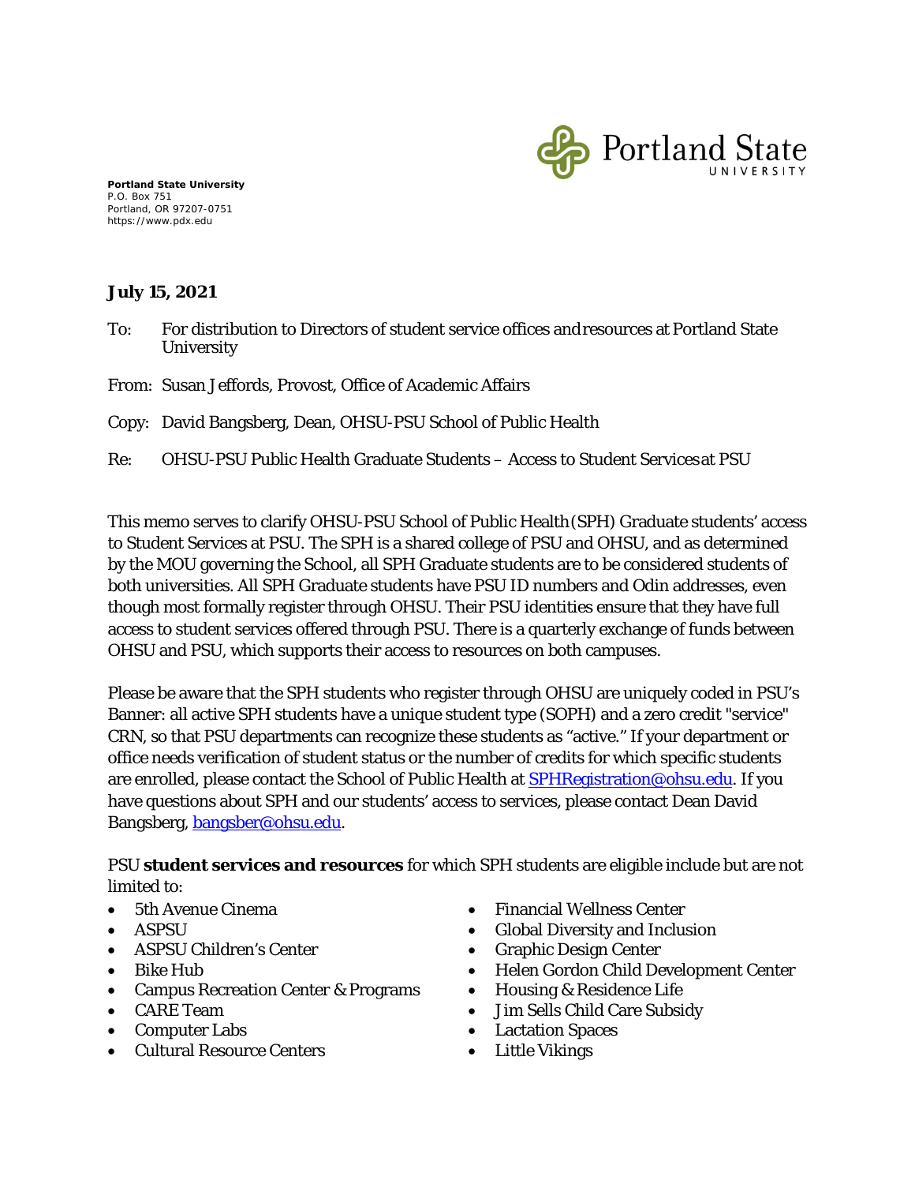**Portland State University**
P.O. Box 751
Portland, OR 97207-0751
https://www.pdx.edu

Portland State UNIVERSITY

**July 15, 2021**

To: For distribution to Directors of student service offices and resources at Portland State University

From: Susan Jeffords, Provost, Office of Academic Affairs

Copy: David Bangsberg, Dean, OHSU-PSU School of Public Health

Re: OHSU-PSU Public Health Graduate Students – Access to Student Services at PSU

This memo serves to clarify OHSU-PSU School of Public Health (SPH) Graduate students' access to Student Services at PSU. The SPH is a shared college of PSU and OHSU, and as determined by the MOU governing the School, all SPH Graduate students are to be considered students of both universities. All SPH Graduate students have PSU ID numbers and Odin addresses, even though most formally register through OHSU. Their PSU identities ensure that they have full access to student services offered through PSU. There is a quarterly exchange of funds between OHSU and PSU, which supports their access to resources on both campuses.

Please be aware that the SPH students who register through OHSU are uniquely coded in PSU's Banner: all active SPH students have a unique student type (SOPH) and a zero credit "service" CRN, so that PSU departments can recognize these students as "active." If your department or office needs verification of student status or the number of credits for which specific students are enrolled, please contact the School of Public Health at SPHRegistration@ohsu.edu. If you have questions about SPH and our students' access to services, please contact Dean David Bangsberg, bangsber@ohsu.edu.

PSU **student services and resources** for which SPH students are eligible include but are not limited to:

- 5th Avenue Cinema
- ASPSU
- ASPSU Children's Center
- Bike Hub
- Campus Recreation Center & Programs
- CARE Team
- Computer Labs
- Cultural Resource Centers
- Financial Wellness Center
- Global Diversity and Inclusion
- Graphic Design Center
- Helen Gordon Child Development Center
- Housing & Residence Life
- Jim Sells Child Care Subsidy
- Lactation Spaces
- Little Vikings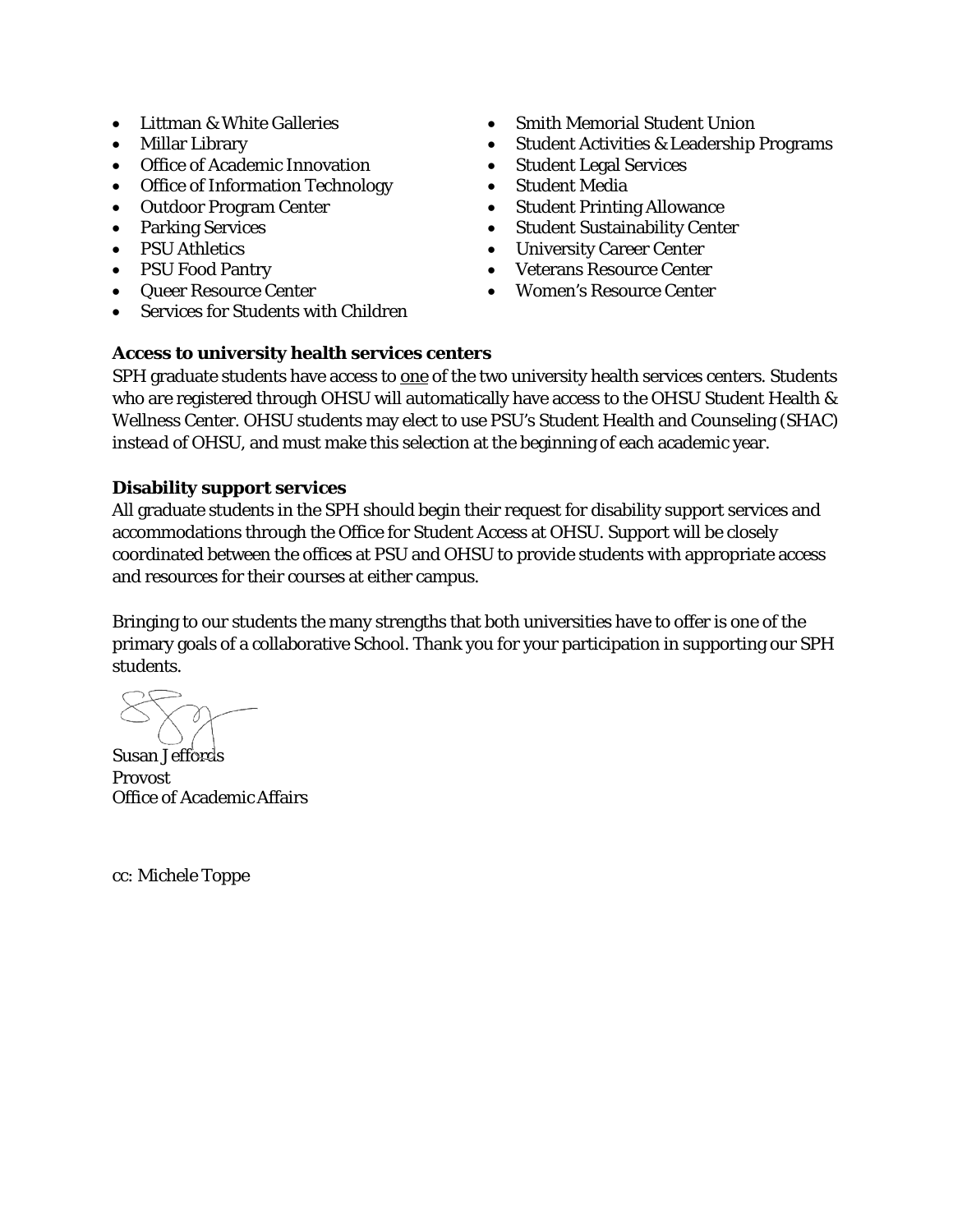- Littman & White Galleries
- Millar Library
- Office of Academic Innovation
- Office of Information Technology
- Outdoor Program Center
- Parking Services
- PSU Athletics
- PSU Food Pantry
- Queer Resource Center
- Services for Students with Children
- Smith Memorial Student Union
- Student Activities & Leadership Programs
- Student Legal Services
- Student Media
- Student Printing Allowance
- Student Sustainability Center
- University Career Center
- Veterans Resource Center
- Women's Resource Center

**Access to university health services centers**

SPH graduate students have access to one of the two university health services centers. Students who are registered through OHSU will automatically have access to the OHSU Student Health & Wellness Center. OHSU students may elect to use PSU's Student Health and Counseling (SHAC) instead of OHSU, and must make this selection at the beginning of each academic year.

**Disability support services**

All graduate students in the SPH should begin their request for disability support services and accommodations through the Office for Student Access at OHSU. Support will be closely coordinated between the offices at PSU and OHSU to provide students with appropriate access and resources for their courses at either campus.

Bringing to our students the many strengths that both universities have to offer is one of the primary goals of a collaborative School. Thank you for your participation in supporting our SPH students.

Susan Jeffords
Provost
Office of Academic Affairs

cc: Michele Toppe